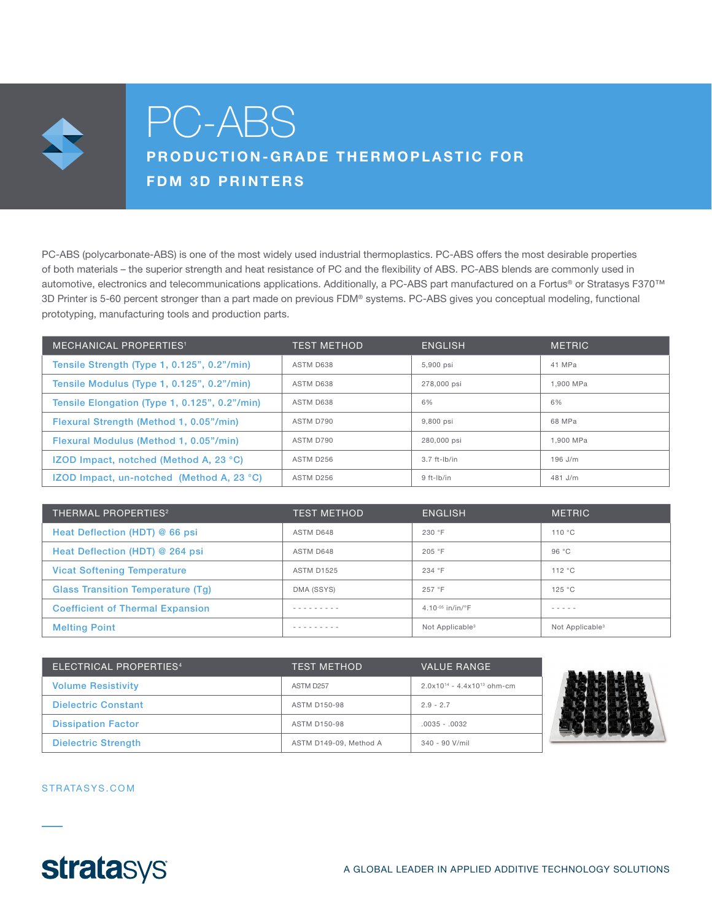# PC-ABS

## PRODUCTION-GRADE THERMOPLASTIC FOR FDM 3D PRINTERS

PC-ABS (polycarbonate-ABS) is one of the most widely used industrial thermoplastics. PC-ABS offers the most desirable properties of both materials – the superior strength and heat resistance of PC and the flexibility of ABS. PC-ABS blends are commonly used in automotive, electronics and telecommunications applications. Additionally, a PC-ABS part manufactured on a Fortus® or Stratasys F370™ 3D Printer is 5-60 percent stronger than a part made on previous FDM® systems. PC-ABS gives you conceptual modeling, functional prototyping, manufacturing tools and production parts.

| MECHANICAL PROPERTIES[1] | TEST METHOD | ENGLISH | METRIC |
|---|---|---|---|
| Tensile Strength (Type 1, 0.125", 0.2"/min) | ASTM D638 | 5,900 psi | 41 MPa |
| Tensile Modulus (Type 1, 0.125", 0.2"/min) | ASTM D638 | 278,000 psi | 1,900 MPa |
| Tensile Elongation (Type 1, 0.125", 0.2"/min) | ASTM D638 | 6% | 6% |
| Flexural Strength (Method 1, 0.05"/min) | ASTM D790 | 9,800 psi | 68 MPa |
| Flexural Modulus (Method 1, 0.05"/min) | ASTM D790 | 280,000 psi | 1,900 MPa |
| IZOD Impact, notched (Method A, 23 °C) | ASTM D256 | 3.7 ft-lb/in | 196 J/m |
| IZOD Impact, un-notched (Method A, 23 °C) | ASTM D256 | 9 ft-lb/in | 481 J/m |

| THERMAL PROPERTIES[2] | TEST METHOD | ENGLISH | METRIC |
|---|---|---|---|
| Heat Deflection (HDT) @ 66 psi | ASTM D648 | 230 °F | 110 °C |
| Heat Deflection (HDT) @ 264 psi | ASTM D648 | 205 °F | 96 °C |
| Vicat Softening Temperature | ASTM D1525 | 234 °F | 112 °C |
| Glass Transition Temperature (Tg) | DMA (SSYS) | 257 °F | 125 °C |
| Coefficient of Thermal Expansion | - - - - - - - - - | $4.10^{-05}$ in/in/°F | - - - - - |
| Melting Point | - - - - - - - - - | Not Applicable[3] | Not Applicable[3] |

| ELECTRICAL PROPERTIES[4] | TEST METHOD | VALUE RANGE |
|---|---|---|
| Volume Resistivity | ASTM D257 | $2.0\times10^{14}$ - $4.4\times10^{13}$ ohm-cm |
| Dielectric Constant | ASTM D150-98 | 2.9 - 2.7 |
| Dissipation Factor | ASTM D150-98 | .0035 - .0032 |
| Dielectric Strength | ASTM D149-09, Method A | 340 - 90 V/mil |

STRATASYS.COM

stratasys

A GLOBAL LEADER IN APPLIED ADDITIVE TECHNOLOGY SOLUTIONS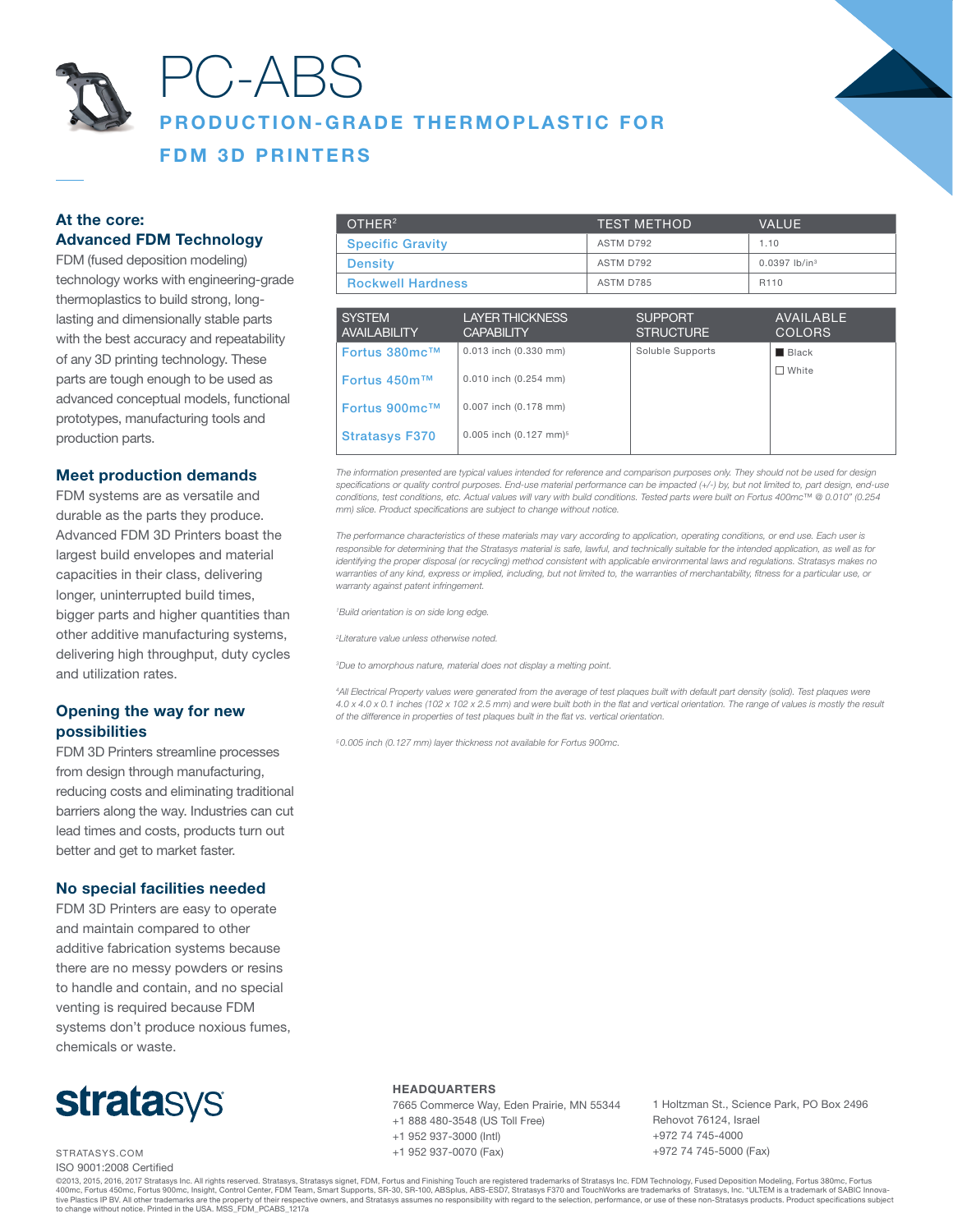# PC-ABS

## PRODUCTION-GRADE THERMOPLASTIC FOR FDM 3D PRINTERS

### At the core: Advanced FDM Technology

FDM (fused deposition modeling) technology works with engineering-grade thermoplastics to build strong, long-lasting and dimensionally stable parts with the best accuracy and repeatability of any 3D printing technology. These parts are tough enough to be used as advanced conceptual models, functional prototypes, manufacturing tools and production parts.

### Meet production demands

FDM systems are as versatile and durable as the parts they produce. Advanced FDM 3D Printers boast the largest build envelopes and material capacities in their class, delivering longer, uninterrupted build times, bigger parts and higher quantities than other additive manufacturing systems, delivering high throughput, duty cycles and utilization rates.

### Opening the way for new possibilities

FDM 3D Printers streamline processes from design through manufacturing, reducing costs and eliminating traditional barriers along the way. Industries can cut lead times and costs, products turn out better and get to market faster.

### No special facilities needed

FDM 3D Printers are easy to operate and maintain compared to other additive fabrication systems because there are no messy powders or resins to handle and contain, and no special venting is required because FDM systems don't produce noxious fumes, chemicals or waste.

| OTHER[2] | TEST METHOD | VALUE |
|---|---|---|
| Specific Gravity | ASTM D792 | 1.10 |
| Density | ASTM D792 | 0.0397 lb/in³ |
| Rockwell Hardness | ASTM D785 | R110 |

| SYSTEM AVAILABILITY | LAYER THICKNESS CAPABILITY | SUPPORT STRUCTURE | AVAILABLE COLORS |
|---|---|---|---|
| Fortus 380mc™ | 0.013 inch (0.330 mm) | Soluble Supports | ■ Black |
| Fortus 450m™ | 0.010 inch (0.254 mm) | | □ White |
| Fortus 900mc™ | 0.007 inch (0.178 mm) | | |
| Stratasys F370 | 0.005 inch (0.127 mm)[5] | | |

*The information presented are typical values intended for reference and comparison purposes only. They should not be used for design specifications or quality control purposes. End-use material performance can be impacted (+/-) by, but not limited to, part design, end-use conditions, test conditions, etc. Actual values will vary with build conditions. Tested parts were built on Fortus 400mc™ @ 0.010" (0.254 mm) slice. Product specifications are subject to change without notice.*

*The performance characteristics of these materials may vary according to application, operating conditions, or end use. Each user is responsible for determining that the Stratasys material is safe, lawful, and technically suitable for the intended application, as well as for identifying the proper disposal (or recycling) method consistent with applicable environmental laws and regulations. Stratasys makes no warranties of any kind, express or implied, including, but not limited to, the warranties of merchantability, fitness for a particular use, or warranty against patent infringement.*

*[1]Build orientation is on side long edge.*

*[2]Literature value unless otherwise noted.*

*[3]Due to amorphous nature, material does not display a melting point.*

*[4]All Electrical Property values were generated from the average of test plaques built with default part density (solid). Test plaques were 4.0 x 4.0 x 0.1 inches (102 x 102 x 2.5 mm) and were built both in the flat and vertical orientation. The range of values is mostly the result of the difference in properties of test plaques built in the flat vs. vertical orientation.*

*[5]0.005 inch (0.127 mm) layer thickness not available for Fortus 900mc.*

**stratasys**

STRATASYS.COM
ISO 9001:2008 Certified

**HEADQUARTERS**

7665 Commerce Way, Eden Prairie, MN 55344
+1 888 480-3548 (US Toll Free)
+1 952 937-3000 (Intl)
+1 952 937-0070 (Fax)

1 Holtzman St., Science Park, PO Box 2496
Rehovot 76124, Israel
+972 74 745-4000
+972 74 745-5000 (Fax)

©2013, 2015, 2016, 2017 Stratasys Inc. All rights reserved. Stratasys, Stratasys signet, FDM, Fortus and Finishing Touch are registered trademarks of Stratasys Inc. FDM Technology, Fused Deposition Modeling, Fortus 380mc, Fortus 400mc, Fortus 450mc, Fortus 900mc, Insight, Control Center, FDM Team, Smart Supports, SR-30, SR-100, ABSplus, ABS-ESD7, Stratasys F370 and TouchWorks are trademarks of Stratasys, Inc. *ULTEM is a trademark of SABIC Innovative Plastics IP BV. All other trademarks are the property of their respective owners, and Stratasys assumes no responsibility with regard to the selection, performance, or use of these non-Stratasys products. Product specifications subject to change without notice. Printed in the USA. MSS_FDM_PCABS_1217a